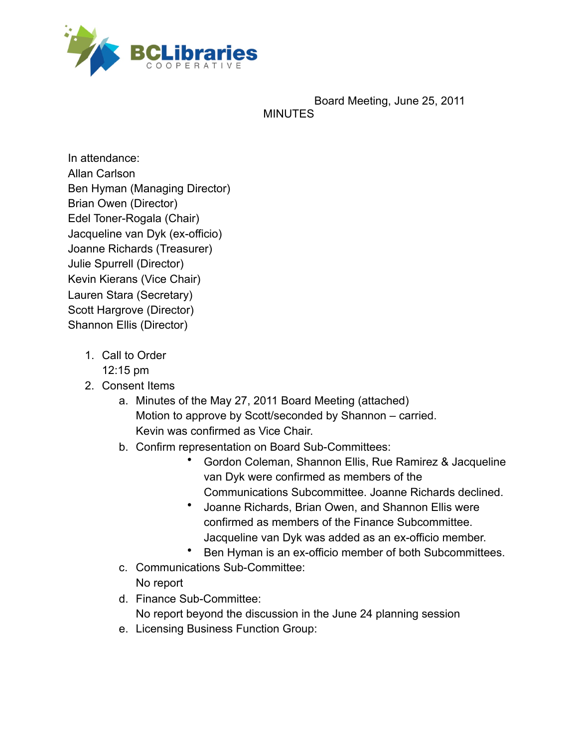Board Meeting, June 25, 2011

MINUTES

In attendance:
Allan Carlson
Ben Hyman (Managing Director)
Brian Owen (Director)
Edel Toner-Rogala (Chair)
Jacqueline van Dyk (ex-officio)
Joanne Richards (Treasurer)
Julie Spurrell (Director)
Kevin Kierans (Vice Chair)
Lauren Stara (Secretary)
Scott Hargrove (Director)
Shannon Ellis (Director)

1. Call to Order
   12:15 pm
2. Consent Items
   a. Minutes of the May 27, 2011 Board Meeting (attached)
      Motion to approve by Scott/seconded by Shannon – carried.
      Kevin was confirmed as Vice Chair.
   b. Confirm representation on Board Sub-Committees:
      - Gordon Coleman, Shannon Ellis, Rue Ramirez & Jacqueline van Dyk were confirmed as members of the Communications Subcommittee. Joanne Richards declined.
      - Joanne Richards, Brian Owen, and Shannon Ellis were confirmed as members of the Finance Subcommittee. Jacqueline van Dyk was added as an ex-officio member.
      - Ben Hyman is an ex-officio member of both Subcommittees.
   c. Communications Sub-Committee:
      No report
   d. Finance Sub-Committee:
      No report beyond the discussion in the June 24 planning session
   e. Licensing Business Function Group: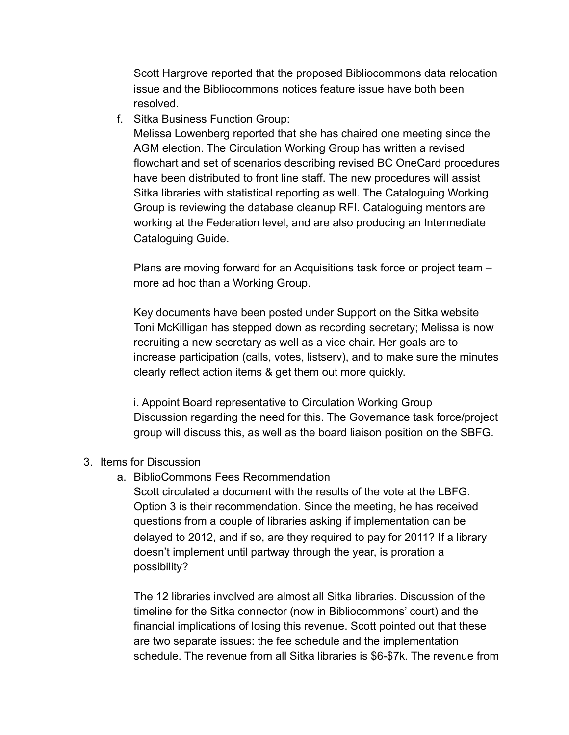Scott Hargrove reported that the proposed Bibliocommons data relocation issue and the Bibliocommons notices feature issue have both been resolved.

f. Sitka Business Function Group:
   Melissa Lowenberg reported that she has chaired one meeting since the AGM election. The Circulation Working Group has written a revised flowchart and set of scenarios describing revised BC OneCard procedures have been distributed to front line staff. The new procedures will assist Sitka libraries with statistical reporting as well. The Cataloguing Working Group is reviewing the database cleanup RFI. Cataloguing mentors are working at the Federation level, and are also producing an Intermediate Cataloguing Guide.

   Plans are moving forward for an Acquisitions task force or project team – more ad hoc than a Working Group.

   Key documents have been posted under Support on the Sitka website
   Toni McKilligan has stepped down as recording secretary; Melissa is now recruiting a new secretary as well as a vice chair. Her goals are to increase participation (calls, votes, listserv), and to make sure the minutes clearly reflect action items & get them out more quickly.

   i. Appoint Board representative to Circulation Working Group
   Discussion regarding the need for this. The Governance task force/project group will discuss this, as well as the board liaison position on the SBFG.

3. Items for Discussion
   a. BiblioCommons Fees Recommendation
   Scott circulated a document with the results of the vote at the LBFG. Option 3 is their recommendation. Since the meeting, he has received questions from a couple of libraries asking if implementation can be delayed to 2012, and if so, are they required to pay for 2011? If a library doesn't implement until partway through the year, is proration a possibility?

   The 12 libraries involved are almost all Sitka libraries. Discussion of the timeline for the Sitka connector (now in Bibliocommons' court) and the financial implications of losing this revenue. Scott pointed out that these are two separate issues: the fee schedule and the implementation schedule. The revenue from all Sitka libraries is $6-$7k. The revenue from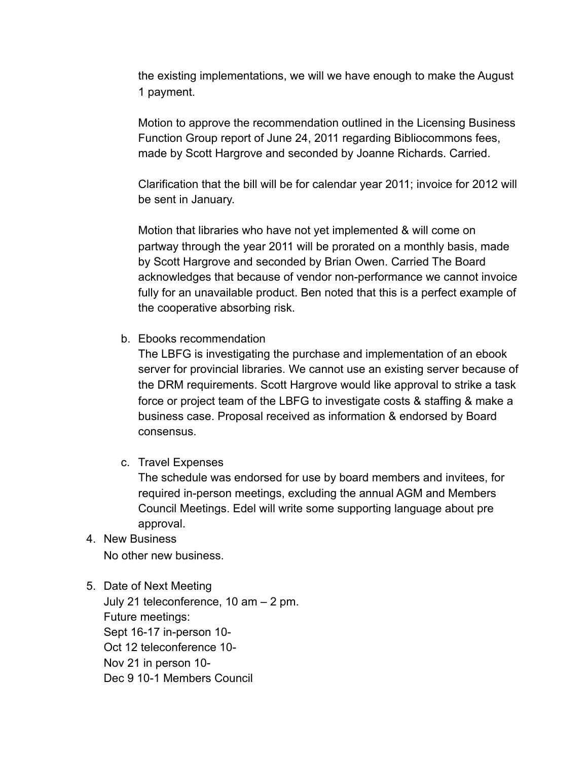the existing implementations, we will we have enough to make the August 1 payment.

Motion to approve the recommendation outlined in the Licensing Business Function Group report of June 24, 2011 regarding Bibliocommons fees, made by Scott Hargrove and seconded by Joanne Richards. Carried.

Clarification that the bill will be for calendar year 2011; invoice for 2012 will be sent in January.

Motion that libraries who have not yet implemented & will come on partway through the year 2011 will be prorated on a monthly basis, made by Scott Hargrove and seconded by Brian Owen. Carried The Board acknowledges that because of vendor non-performance we cannot invoice fully for an unavailable product. Ben noted that this is a perfect example of the cooperative absorbing risk.

b. Ebooks recommendation
   The LBFG is investigating the purchase and implementation of an ebook server for provincial libraries. We cannot use an existing server because of the DRM requirements. Scott Hargrove would like approval to strike a task force or project team of the LBFG to investigate costs & staffing & make a business case. Proposal received as information & endorsed by Board consensus.

c. Travel Expenses
   The schedule was endorsed for use by board members and invitees, for required in-person meetings, excluding the annual AGM and Members Council Meetings. Edel will write some supporting language about pre approval.

4. New Business
   No other new business.

5. Date of Next Meeting
   July 21 teleconference, 10 am – 2 pm.
   Future meetings:
   Sept 16-17 in-person 10-
   Oct 12 teleconference 10-
   Nov 21 in person 10-
   Dec 9 10-1 Members Council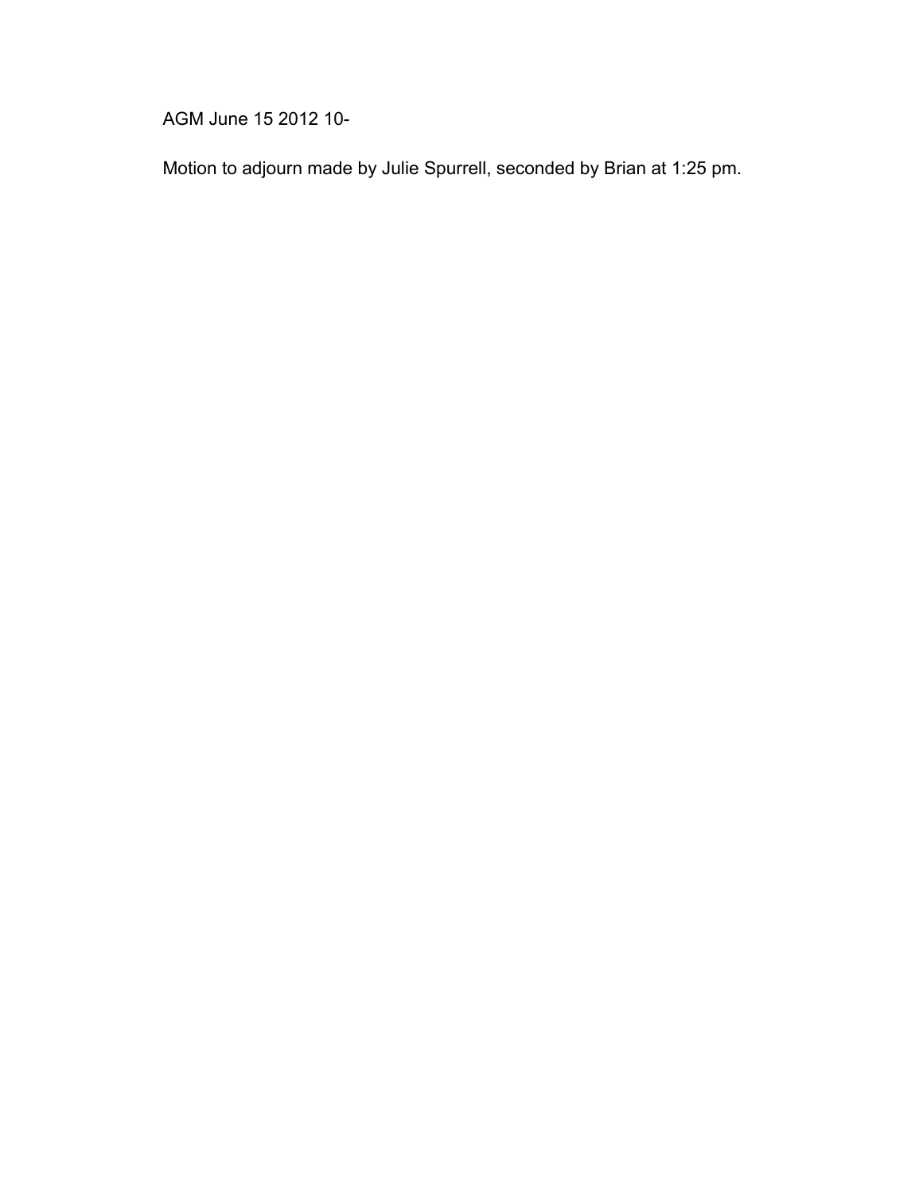AGM June 15 2012 10-

Motion to adjourn made by Julie Spurrell, seconded by Brian at 1:25 pm.